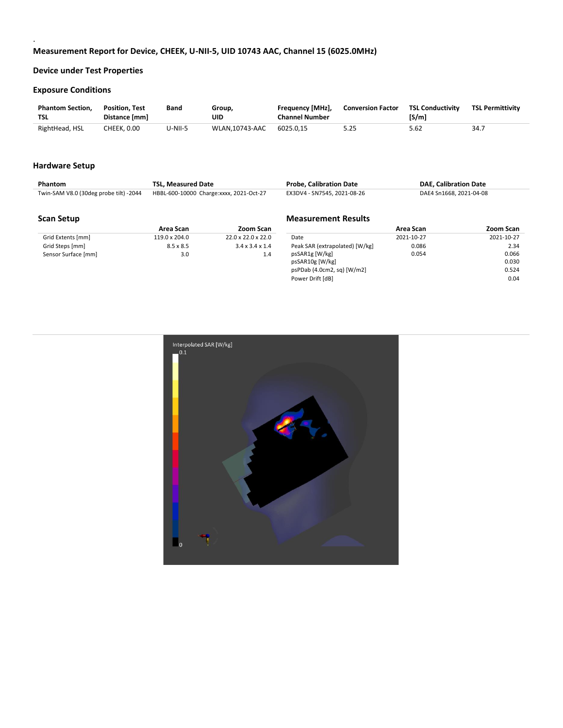## Measurement Report for Device, CHEEK, U-NII-5, UID 10743 AAC, Channel 15 (6025.0MHz)

### Device under Test Properties

### Exposure Conditions

| Phantom Section, TSL | Position, Test Distance [mm] | Band | Group, UID | Frequency [MHz], Channel Number | Conversion Factor | TSL Conductivity [S/m] | TSL Permittivity |
|---|---|---|---|---|---|---|---|
| RightHead, HSL | CHEEK, 0.00 | U-NII-5 | WLAN,10743-AAC | 6025.0,15 | 5.25 | 5.62 | 34.7 |

### Hardware Setup

| Phantom | TSL, Measured Date | Probe, Calibration Date | DAE, Calibration Date |
|---|---|---|---|
| Twin-SAM V8.0 (30deg probe tilt) -2044 | HBBL-600-10000 Charge:xxxx, 2021-Oct-27 | EX3DV4 - SN7545, 2021-08-26 | DAE4 Sn1668, 2021-04-08 |

### Scan Setup

| | Area Scan | Zoom Scan |
|---|---|---|
| Grid Extents [mm] | 119.0 x 204.0 | 22.0 x 22.0 x 22.0 |
| Grid Steps [mm] | 8.5 x 8.5 | 3.4 x 3.4 x 1.4 |
| Sensor Surface [mm] | 3.0 | 1.4 |

### Measurement Results

| | Area Scan | Zoom Scan |
|---|---|---|
| Date | 2021-10-27 | 2021-10-27 |
| Peak SAR (extrapolated) [W/kg] | 0.086 | 2.34 |
| psSAR1g [W/kg] | 0.054 | 0.066 |
| psSAR10g [W/kg] | | 0.030 |
| psPDab (4.0cm2, sq) [W/m2] | | 0.524 |
| Power Drift [dB] | | 0.04 |

Interpolated SAR [W/kg]

0.1

0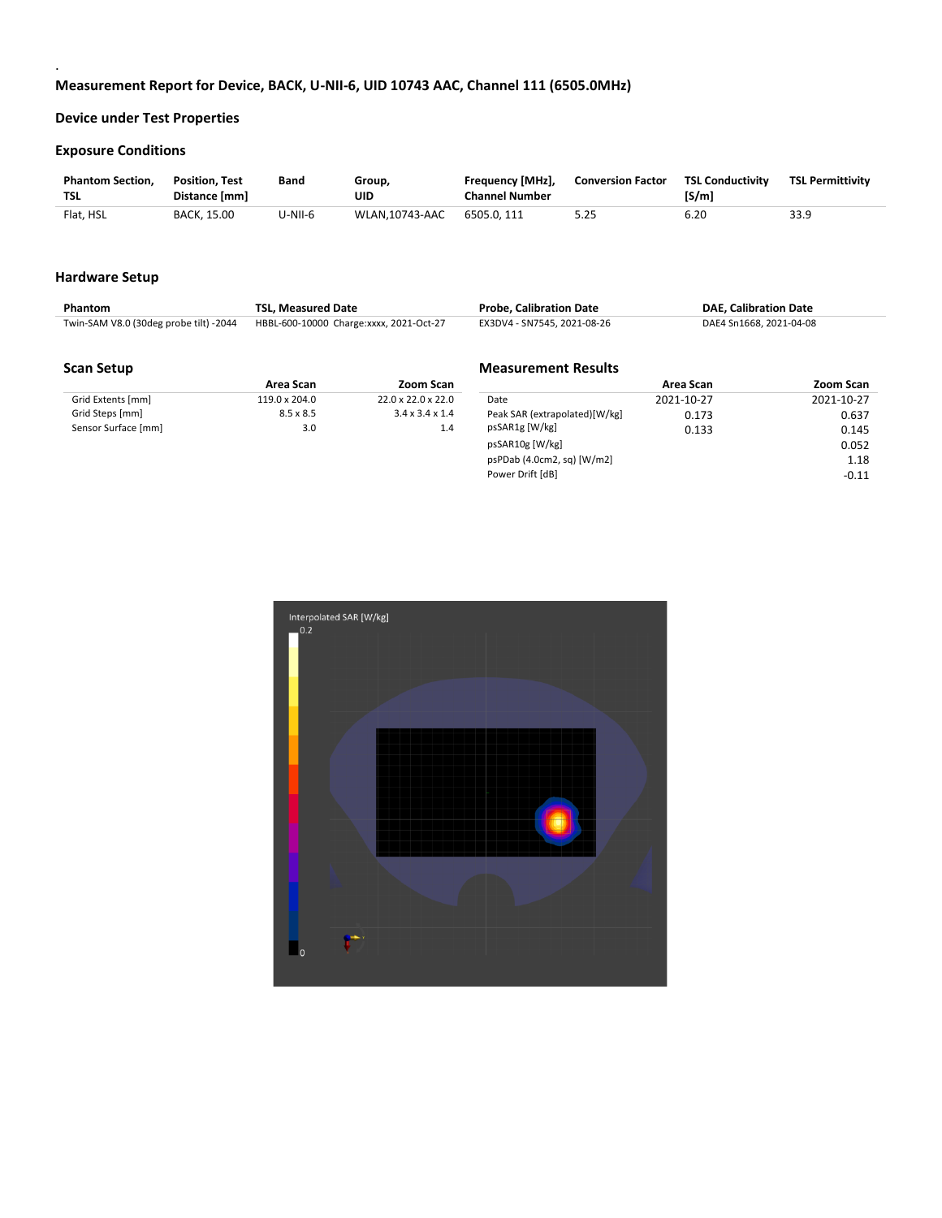## Measurement Report for Device, BACK, U-NII-6, UID 10743 AAC, Channel 111 (6505.0MHz)

### Device under Test Properties

### Exposure Conditions

| Phantom Section, TSL | Position, Test Distance [mm] | Band | Group, UID | Frequency [MHz], Channel Number | Conversion Factor | TSL Conductivity [S/m] | TSL Permittivity |
|---|---|---|---|---|---|---|---|
| Flat, HSL | BACK, 15.00 | U-NII-6 | WLAN,10743-AAC | 6505.0, 111 | 5.25 | 6.20 | 33.9 |

### Hardware Setup

| Phantom | TSL, Measured Date | Probe, Calibration Date | DAE, Calibration Date |
|---|---|---|---|
| Twin-SAM V8.0 (30deg probe tilt) -2044 | HBBL-600-10000 Charge:xxxx, 2021-Oct-27 | EX3DV4 - SN7545, 2021-08-26 | DAE4 Sn1668, 2021-04-08 |

### Scan Setup

| | Area Scan | Zoom Scan |
|---|---|---|
| Grid Extents [mm] | 119.0 x 204.0 | 22.0 x 22.0 x 22.0 |
| Grid Steps [mm] | 8.5 x 8.5 | 3.4 x 3.4 x 1.4 |
| Sensor Surface [mm] | 3.0 | 1.4 |

### Measurement Results

| | Area Scan | Zoom Scan |
|---|---|---|
| Date | 2021-10-27 | 2021-10-27 |
| Peak SAR (extrapolated)[W/kg] | 0.173 | 0.637 |
| psSAR1g [W/kg] | 0.133 | 0.145 |
| psSAR10g [W/kg] | | 0.052 |
| psPDab (4.0cm2, sq) [W/m2] | | 1.18 |
| Power Drift [dB] | | -0.11 |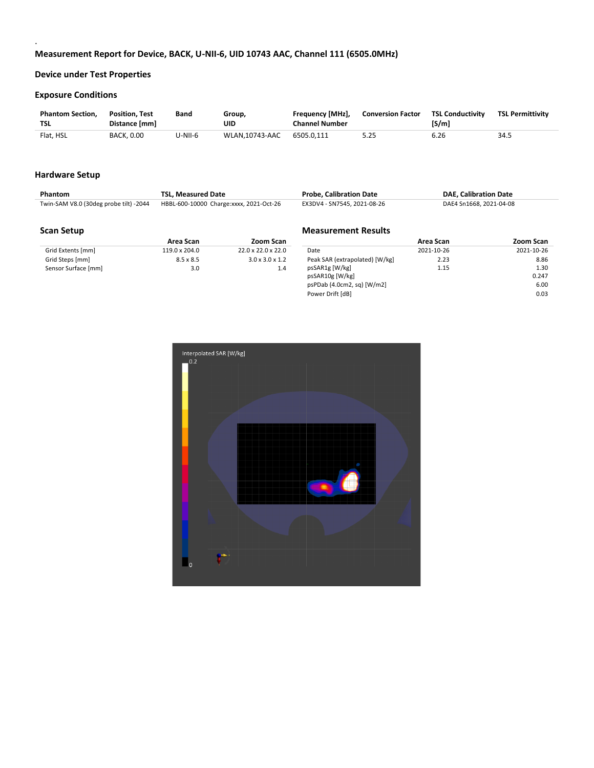## Measurement Report for Device, BACK, U-NII-6, UID 10743 AAC, Channel 111 (6505.0MHz)

### Device under Test Properties

### Exposure Conditions

| Phantom Section, TSL | Position, Test Distance [mm] | Band | Group, UID | Frequency [MHz], Channel Number | Conversion Factor | TSL Conductivity [S/m] | TSL Permittivity |
|---|---|---|---|---|---|---|---|
| Flat, HSL | BACK, 0.00 | U-NII-6 | WLAN,10743-AAC | 6505.0,111 | 5.25 | 6.26 | 34.5 |

### Hardware Setup

| Phantom | TSL, Measured Date | Probe, Calibration Date | DAE, Calibration Date |
|---|---|---|---|
| Twin-SAM V8.0 (30deg probe tilt) -2044 | HBBL-600-10000 Charge:xxxx, 2021-Oct-26 | EX3DV4 - SN7545, 2021-08-26 | DAE4 Sn1668, 2021-04-08 |

### Scan Setup

| | Area Scan | Zoom Scan |
|---|---|---|
| Grid Extents [mm] | 119.0 x 204.0 | 22.0 x 22.0 x 22.0 |
| Grid Steps [mm] | 8.5 x 8.5 | 3.0 x 3.0 x 1.2 |
| Sensor Surface [mm] | 3.0 | 1.4 |

### Measurement Results

| | Area Scan | Zoom Scan |
|---|---|---|
| Date | 2021-10-26 | 2021-10-26 |
| Peak SAR (extrapolated) [W/kg] | 2.23 | 8.86 |
| psSAR1g [W/kg] | 1.15 | 1.30 |
| psSAR10g [W/kg] | | 0.247 |
| psPDab (4.0cm2, sq) [W/m2] | | 6.00 |
| Power Drift [dB] | | 0.03 |

Interpolated SAR [W/kg]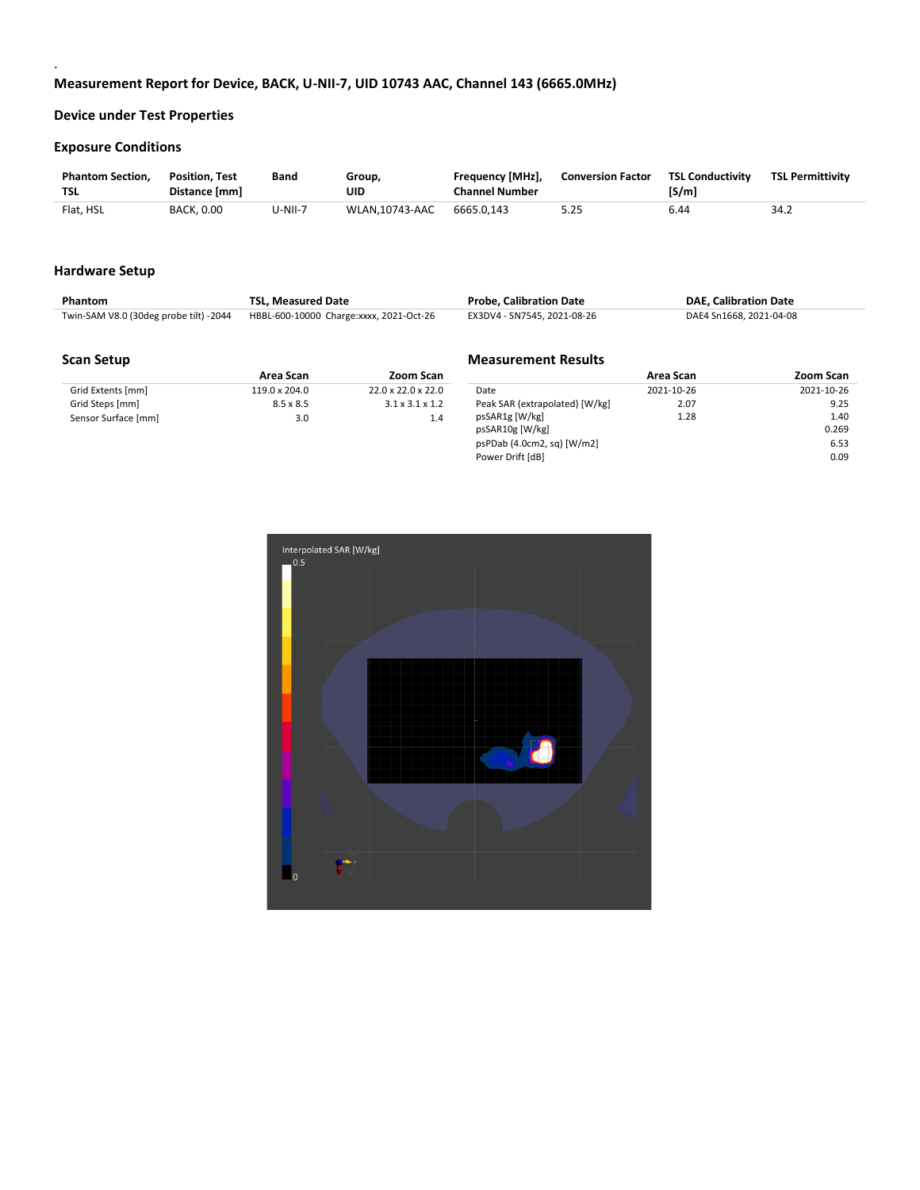## Measurement Report for Device, BACK, U-NII-7, UID 10743 AAC, Channel 143 (6665.0MHz)

### Device under Test Properties

### Exposure Conditions

| Phantom Section, TSL | Position, Test Distance [mm] | Band | Group, UID | Frequency [MHz], Channel Number | Conversion Factor | TSL Conductivity [S/m] | TSL Permittivity |
|---|---|---|---|---|---|---|---|
| Flat, HSL | BACK, 0.00 | U-NII-7 | WLAN,10743-AAC | 6665.0,143 | 5.25 | 6.44 | 34.2 |

### Hardware Setup

| Phantom | TSL, Measured Date | Probe, Calibration Date | DAE, Calibration Date |
|---|---|---|---|
| Twin-SAM V8.0 (30deg probe tilt) -2044 | HBBL-600-10000 Charge:xxxx, 2021-Oct-26 | EX3DV4 - SN7545, 2021-08-26 | DAE4 Sn1668, 2021-04-08 |

### Scan Setup

| | Area Scan | Zoom Scan |
|---|---|---|
| Grid Extents [mm] | 119.0 x 204.0 | 22.0 x 22.0 x 22.0 |
| Grid Steps [mm] | 8.5 x 8.5 | 3.1 x 3.1 x 1.2 |
| Sensor Surface [mm] | 3.0 | 1.4 |

### Measurement Results

| | Area Scan | Zoom Scan |
|---|---|---|
| Date | 2021-10-26 | 2021-10-26 |
| Peak SAR (extrapolated) [W/kg] | 2.07 | 9.25 |
| psSAR1g [W/kg] | 1.28 | 1.40 |
| psSAR10g [W/kg] | | 0.269 |
| psPDab (4.0cm2, sq) [W/m2] | | 6.53 |
| Power Drift [dB] | | 0.09 |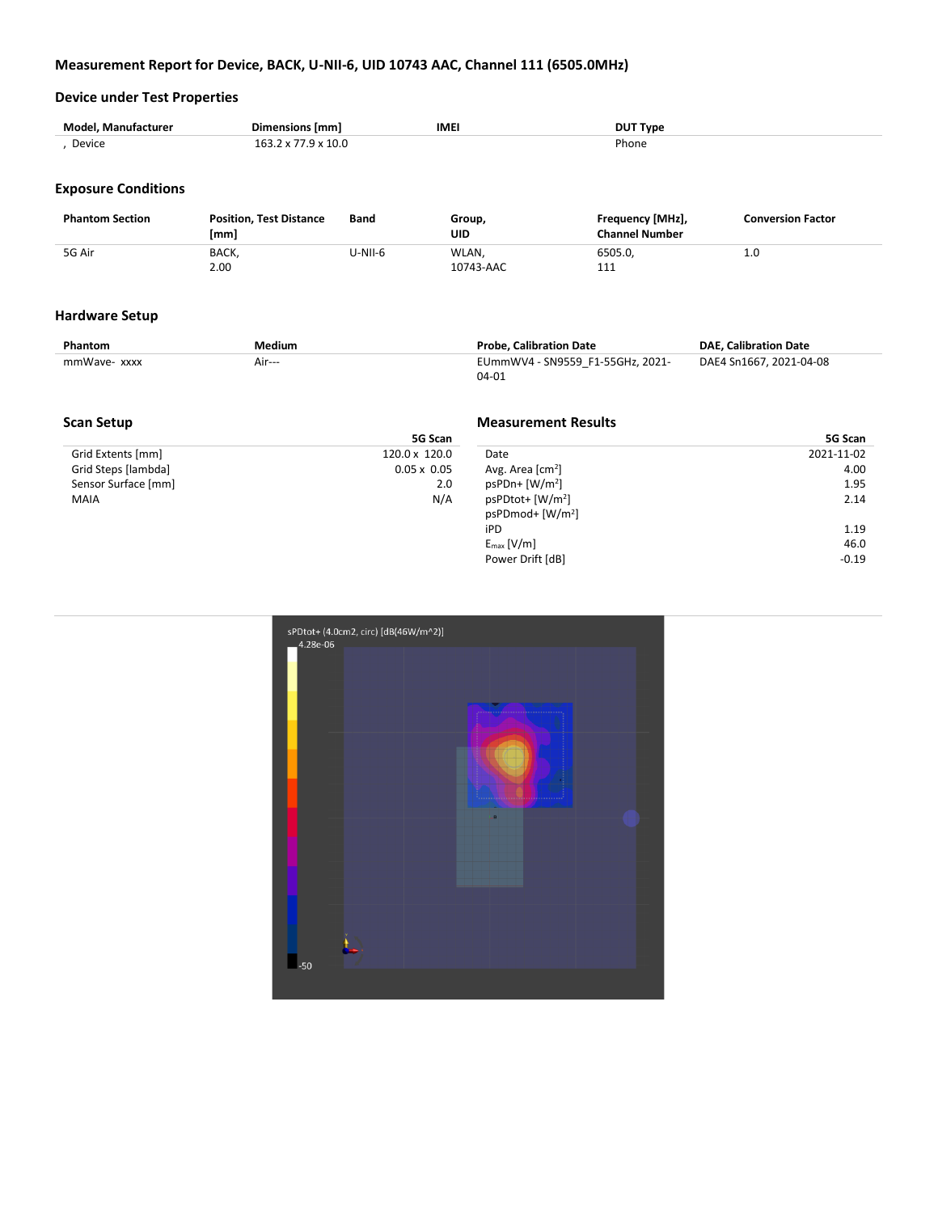## Measurement Report for Device, BACK, U-NII-6, UID 10743 AAC, Channel 111 (6505.0MHz)

### Device under Test Properties

| Model, Manufacturer | Dimensions [mm] | IMEI | DUT Type |
|---|---|---|---|
| , Device | 163.2 x 77.9 x 10.0 | | Phone |

### Exposure Conditions

| Phantom Section | Position, Test Distance [mm] | Band | Group, UID | Frequency [MHz], Channel Number | Conversion Factor |
|---|---|---|---|---|---|
| 5G Air | BACK, 2.00 | U-NII-6 | WLAN, 10743-AAC | 6505.0, 111 | 1.0 |

### Hardware Setup

| Phantom | Medium | Probe, Calibration Date | DAE, Calibration Date |
|---|---|---|---|
| mmWave- xxxx | Air--- | EUmmWV4 - SN9559_F1-55GHz, 2021-04-01 | DAE4 Sn1667, 2021-04-08 |

### Scan Setup

| | 5G Scan |
|---|---|
| Grid Extents [mm] | 120.0 x 120.0 |
| Grid Steps [lambda] | 0.05 x 0.05 |
| Sensor Surface [mm] | 2.0 |
| MAIA | N/A |

### Measurement Results

| | 5G Scan |
|---|---|
| Date | 2021-11-02 |
| Avg. Area [$cm^2$] | 4.00 |
| psPDn+ [$W/m^2$] | 1.95 |
| psPDtot+ [$W/m^2$] | 2.14 |
| psPDmod+ [$W/m^2$] | |
| iPD | 1.19 |
| $E_{max}$ [V/m] | 46.0 |
| Power Drift [dB] | -0.19 |

sPDtot+ (4.0cm2, circ) [dB(46W/m^2)]

4.28e-06

-50